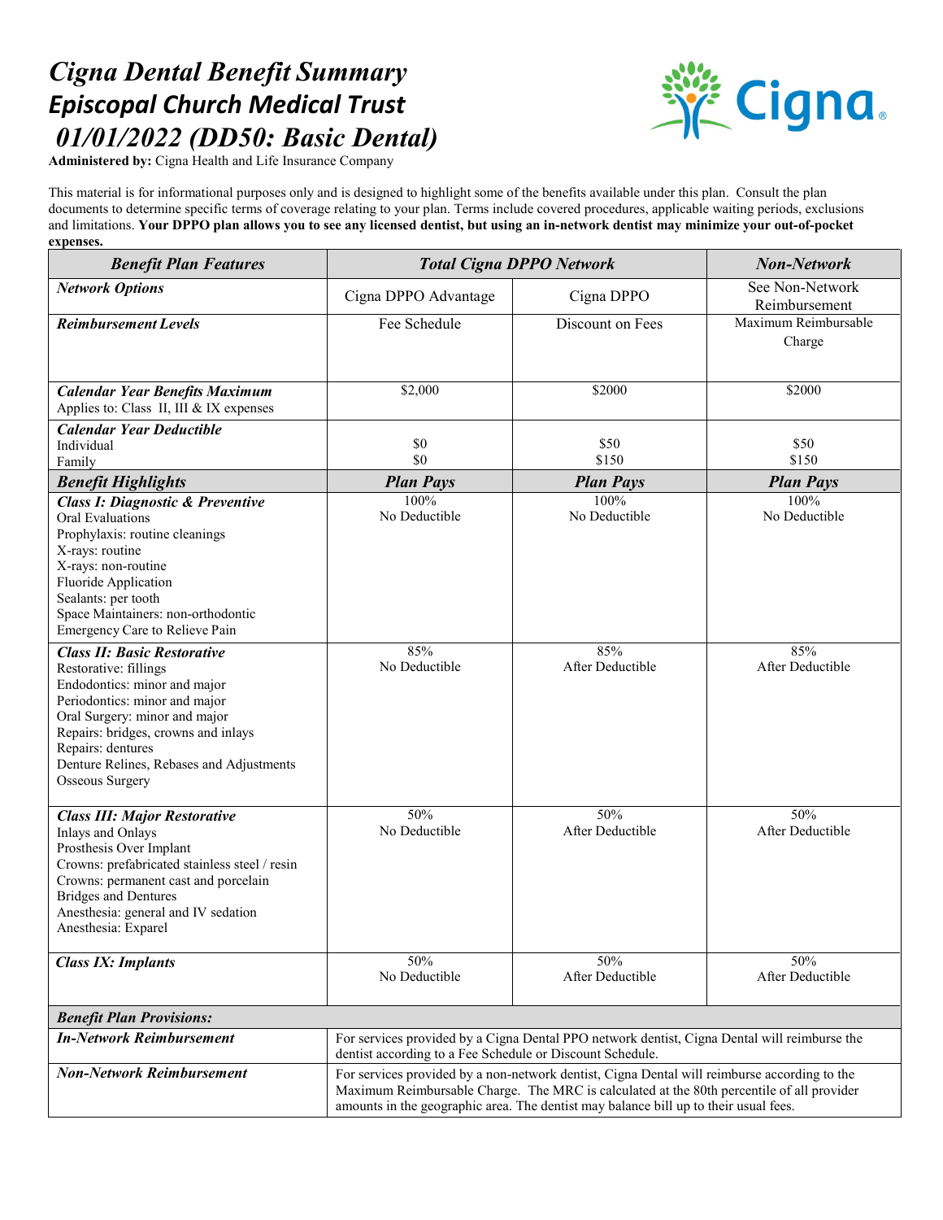# *Cigna Dental Benefit Summary*
# *Episcopal Church Medical Trust*
# *01/01/2022 (DD50: Basic Dental)*

**Administered by:** Cigna Health and Life Insurance Company

This material is for informational purposes only and is designed to highlight some of the benefits available under this plan. Consult the plan documents to determine specific terms of coverage relating to your plan. Terms include covered procedures, applicable waiting periods, exclusions and limitations. **Your DPPO plan allows you to see any licensed dentist, but using an in-network dentist may minimize your out-of-pocket expenses.**

| ***Benefit Plan Features*** | ***Total Cigna DPPO Network*** | | ***Non-Network*** |
|---|---|---|---|
| ***Network Options*** | Cigna DPPO Advantage | Cigna DPPO | See Non-Network Reimbursement |
| ***Reimbursement Levels*** | Fee Schedule | Discount on Fees | Maximum Reimbursable Charge |
| ***Calendar Year Benefits Maximum***<br>Applies to: Class II, III & IX expenses | $2,000 | $2000 | $2000 |
| ***Calendar Year Deductible***<br>Individual<br>Family | <br>$0<br>$0 | <br>$50<br>$150 | <br>$50<br>$150 |
| ***Benefit Highlights*** | ***Plan Pays*** | ***Plan Pays*** | ***Plan Pays*** |
| ***Class I: Diagnostic & Preventive***<br>Oral Evaluations<br>Prophylaxis: routine cleanings<br>X-rays: routine<br>X-rays: non-routine<br>Fluoride Application<br>Sealants: per tooth<br>Space Maintainers: non-orthodontic<br>Emergency Care to Relieve Pain | 100%<br>No Deductible | 100%<br>No Deductible | 100%<br>No Deductible |
| ***Class II: Basic Restorative***<br>Restorative: fillings<br>Endodontics: minor and major<br>Periodontics: minor and major<br>Oral Surgery: minor and major<br>Repairs: bridges, crowns and inlays<br>Repairs: dentures<br>Denture Relines, Rebases and Adjustments<br>Osseous Surgery | 85%<br>No Deductible | 85%<br>After Deductible | 85%<br>After Deductible |
| ***Class III: Major Restorative***<br>Inlays and Onlays<br>Prosthesis Over Implant<br>Crowns: prefabricated stainless steel / resin<br>Crowns: permanent cast and porcelain<br>Bridges and Dentures<br>Anesthesia: general and IV sedation<br>Anesthesia: Exparel | 50%<br>No Deductible | 50%<br>After Deductible | 50%<br>After Deductible |
| ***Class IX: Implants*** | 50%<br>No Deductible | 50%<br>After Deductible | 50%<br>After Deductible |
| ***Benefit Plan Provisions:*** | | | |
| ***In-Network Reimbursement*** | For services provided by a Cigna Dental PPO network dentist, Cigna Dental will reimburse the dentist according to a Fee Schedule or Discount Schedule. | | |
| ***Non-Network Reimbursement*** | For services provided by a non-network dentist, Cigna Dental will reimburse according to the Maximum Reimbursable Charge. The MRC is calculated at the 80th percentile of all provider amounts in the geographic area. The dentist may balance bill up to their usual fees. | | |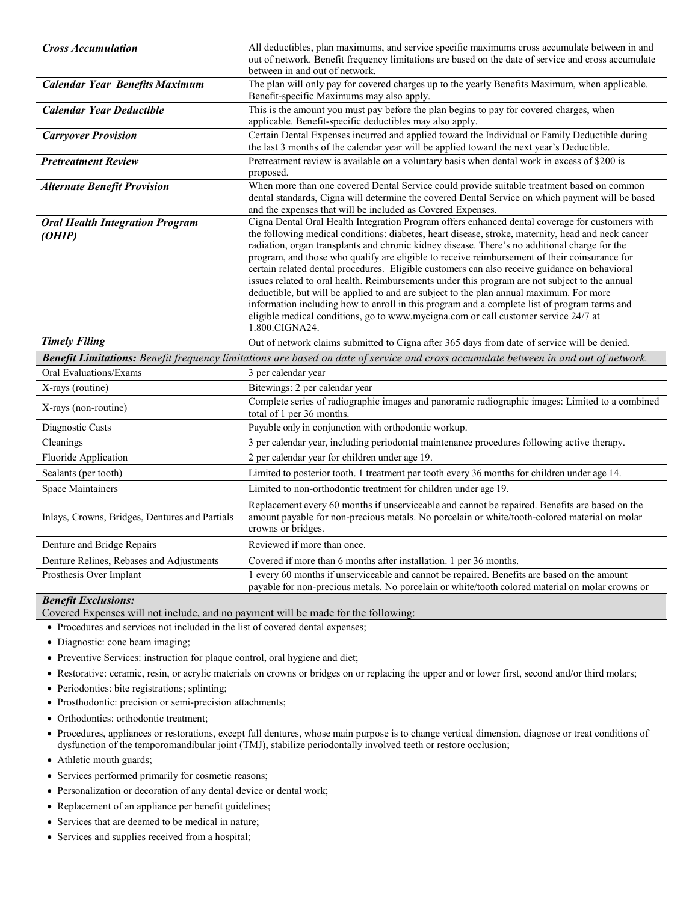| | |
|---|---|
| ***Cross Accumulation*** | All deductibles, plan maximums, and service specific maximums cross accumulate between in and out of network. Benefit frequency limitations are based on the date of service and cross accumulate between in and out of network. |
| ***Calendar Year Benefits Maximum*** | The plan will only pay for covered charges up to the yearly Benefits Maximum, when applicable. Benefit-specific Maximums may also apply. |
| ***Calendar Year Deductible*** | This is the amount you must pay before the plan begins to pay for covered charges, when applicable. Benefit-specific deductibles may also apply. |
| ***Carryover Provision*** | Certain Dental Expenses incurred and applied toward the Individual or Family Deductible during the last 3 months of the calendar year will be applied toward the next year's Deductible. |
| ***Pretreatment Review*** | Pretreatment review is available on a voluntary basis when dental work in excess of $200 is proposed. |
| ***Alternate Benefit Provision*** | When more than one covered Dental Service could provide suitable treatment based on common dental standards, Cigna will determine the covered Dental Service on which payment will be based and the expenses that will be included as Covered Expenses. |
| ***Oral Health Integration Program (OHIP)*** | Cigna Dental Oral Health Integration Program offers enhanced dental coverage for customers with the following medical conditions: diabetes, heart disease, stroke, maternity, head and neck cancer radiation, organ transplants and chronic kidney disease. There's no additional charge for the program, and those who qualify are eligible to receive reimbursement of their coinsurance for certain related dental procedures. Eligible customers can also receive guidance on behavioral issues related to oral health. Reimbursements under this program are not subject to the annual deductible, but will be applied to and are subject to the plan annual maximum. For more information including how to enroll in this program and a complete list of program terms and eligible medical conditions, go to www.mycigna.com or call customer service 24/7 at 1.800.CIGNA24. |
| ***Timely Filing*** | Out of network claims submitted to Cigna after 365 days from date of service will be denied. |
| ***Benefit Limitations:*** *Benefit frequency limitations are based on date of service and cross accumulate between in and out of network.* | |
| Oral Evaluations/Exams | 3 per calendar year |
| X-rays (routine) | Bitewings: 2 per calendar year |
| X-rays (non-routine) | Complete series of radiographic images and panoramic radiographic images: Limited to a combined total of 1 per 36 months. |
| Diagnostic Casts | Payable only in conjunction with orthodontic workup. |
| Cleanings | 3 per calendar year, including periodontal maintenance procedures following active therapy. |
| Fluoride Application | 2 per calendar year for children under age 19. |
| Sealants (per tooth) | Limited to posterior tooth. 1 treatment per tooth every 36 months for children under age 14. |
| Space Maintainers | Limited to non-orthodontic treatment for children under age 19. |
| Inlays, Crowns, Bridges, Dentures and Partials | Replacement every 60 months if unserviceable and cannot be repaired. Benefits are based on the amount payable for non-precious metals. No porcelain or white/tooth-colored material on molar crowns or bridges. |
| Denture and Bridge Repairs | Reviewed if more than once. |
| Denture Relines, Rebases and Adjustments | Covered if more than 6 months after installation. 1 per 36 months. |
| Prosthesis Over Implant | 1 every 60 months if unserviceable and cannot be repaired. Benefits are based on the amount payable for non-precious metals. No porcelain or white/tooth colored material on molar crowns or |

***Benefit Exclusions:***

Covered Expenses will not include, and no payment will be made for the following:

- Procedures and services not included in the list of covered dental expenses;
- Diagnostic: cone beam imaging;
- Preventive Services: instruction for plaque control, oral hygiene and diet;
- Restorative: ceramic, resin, or acrylic materials on crowns or bridges on or replacing the upper and or lower first, second and/or third molars;
- Periodontics: bite registrations; splinting;
- Prosthodontic: precision or semi-precision attachments;
- Orthodontics: orthodontic treatment;
- Procedures, appliances or restorations, except full dentures, whose main purpose is to change vertical dimension, diagnose or treat conditions of dysfunction of the temporomandibular joint (TMJ), stabilize periodontally involved teeth or restore occlusion;
- Athletic mouth guards;
- Services performed primarily for cosmetic reasons;
- Personalization or decoration of any dental device or dental work;
- Replacement of an appliance per benefit guidelines;
- Services that are deemed to be medical in nature;
- Services and supplies received from a hospital;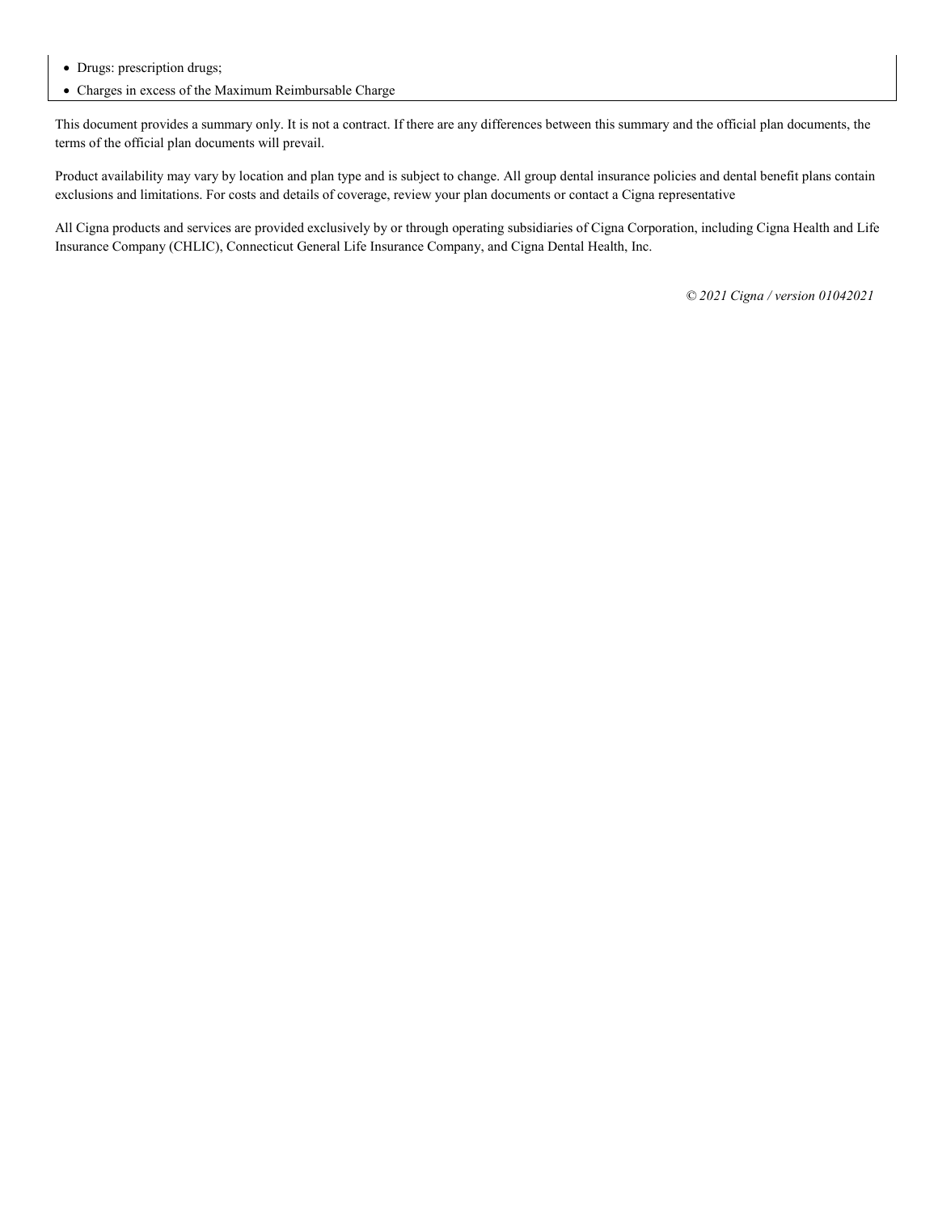- Drugs: prescription drugs;
- Charges in excess of the Maximum Reimbursable Charge

This document provides a summary only. It is not a contract. If there are any differences between this summary and the official plan documents, the terms of the official plan documents will prevail.

Product availability may vary by location and plan type and is subject to change. All group dental insurance policies and dental benefit plans contain exclusions and limitations. For costs and details of coverage, review your plan documents or contact a Cigna representative

All Cigna products and services are provided exclusively by or through operating subsidiaries of Cigna Corporation, including Cigna Health and Life Insurance Company (CHLIC), Connecticut General Life Insurance Company, and Cigna Dental Health, Inc.

*© 2021 Cigna / version 01042021*